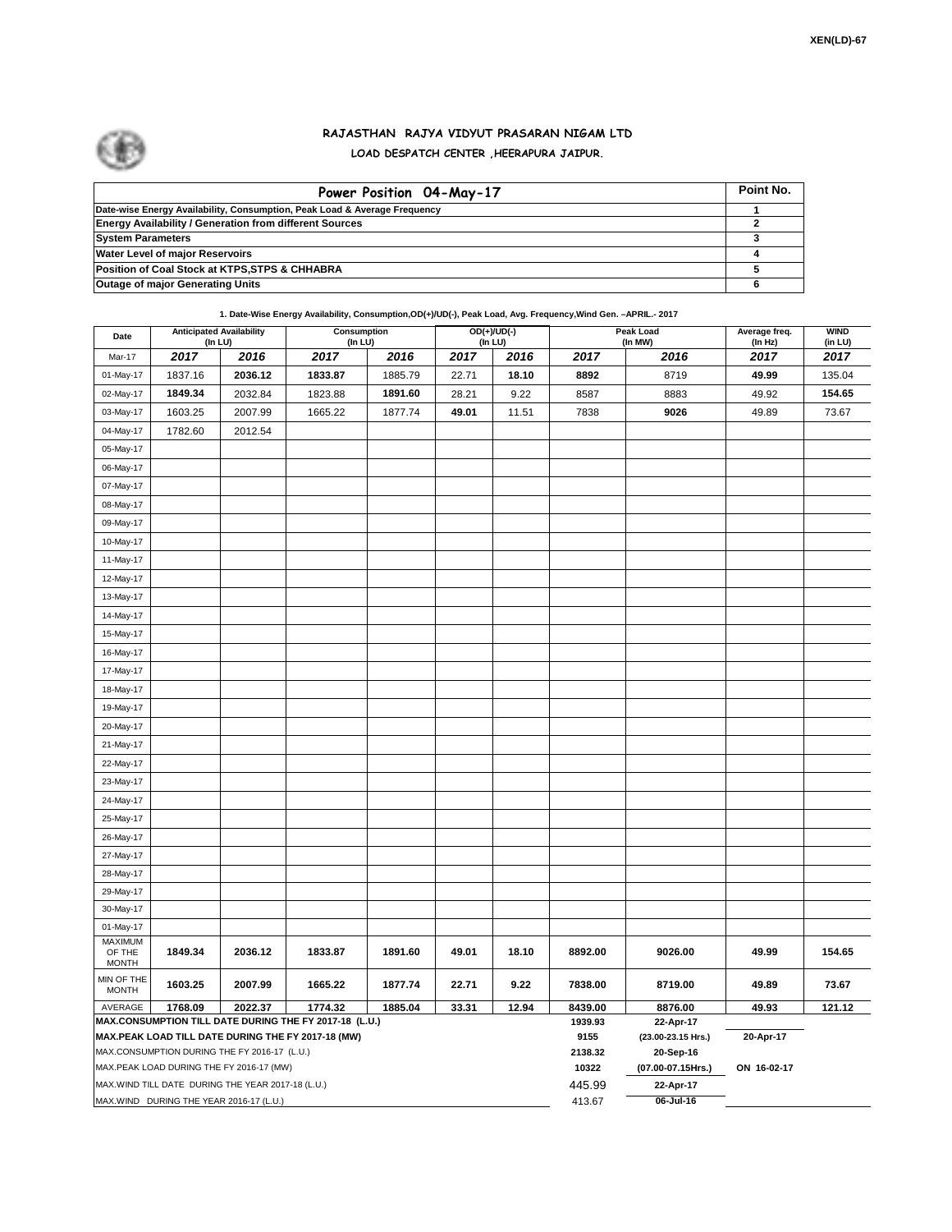XEN(LD)-67

# RAJASTHAN RAJYA VIDYUT PRASARAN NIGAM LTD

## LOAD DESPATCH CENTER ,HEERAPURA JAIPUR.

| Power Position 04-May-17 | Point No. |
|---|---|
| Date-wise Energy Availability, Consumption, Peak Load & Average Frequency | 1 |
| Energy Availability / Generation from different Sources | 2 |
| System Parameters | 3 |
| Water Level of major Reservoirs | 4 |
| Position of Coal Stock at KTPS,STPS & CHHABRA | 5 |
| Outage of major Generating Units | 6 |

**1. Date-Wise Energy Availability, Consumption,OD(+)/UD(-), Peak Load, Avg. Frequency,Wind Gen. –APRIL.- 2017**

| Date | Anticipated Availability (In LU) | | Consumption (In LU) | | OD(+)/UD(-) (In LU) | | Peak Load (In MW) | | Average freq. (In Hz) | WIND (in LU) |
|---|---|---|---|---|---|---|---|---|---|---|
| Mar-17 | 2017 | 2016 | 2017 | 2016 | 2017 | 2016 | 2017 | 2016 | 2017 | 2017 |
| 01-May-17 | 1837.16 | 2036.12 | 1833.87 | 1885.79 | 22.71 | 18.10 | 8892 | 8719 | 49.99 | 135.04 |
| 02-May-17 | 1849.34 | 2032.84 | 1823.88 | 1891.60 | 28.21 | 9.22 | 8587 | 8883 | 49.92 | 154.65 |
| 03-May-17 | 1603.25 | 2007.99 | 1665.22 | 1877.74 | 49.01 | 11.51 | 7838 | 9026 | 49.89 | 73.67 |
| 04-May-17 | 1782.60 | 2012.54 | | | | | | | | |
| 05-May-17 | | | | | | | | | | |
| 06-May-17 | | | | | | | | | | |
| 07-May-17 | | | | | | | | | | |
| 08-May-17 | | | | | | | | | | |
| 09-May-17 | | | | | | | | | | |
| 10-May-17 | | | | | | | | | | |
| 11-May-17 | | | | | | | | | | |
| 12-May-17 | | | | | | | | | | |
| 13-May-17 | | | | | | | | | | |
| 14-May-17 | | | | | | | | | | |
| 15-May-17 | | | | | | | | | | |
| 16-May-17 | | | | | | | | | | |
| 17-May-17 | | | | | | | | | | |
| 18-May-17 | | | | | | | | | | |
| 19-May-17 | | | | | | | | | | |
| 20-May-17 | | | | | | | | | | |
| 21-May-17 | | | | | | | | | | |
| 22-May-17 | | | | | | | | | | |
| 23-May-17 | | | | | | | | | | |
| 24-May-17 | | | | | | | | | | |
| 25-May-17 | | | | | | | | | | |
| 26-May-17 | | | | | | | | | | |
| 27-May-17 | | | | | | | | | | |
| 28-May-17 | | | | | | | | | | |
| 29-May-17 | | | | | | | | | | |
| 30-May-17 | | | | | | | | | | |
| 01-May-17 | | | | | | | | | | |
| MAXIMUM OF THE MONTH | 1849.34 | 2036.12 | 1833.87 | 1891.60 | 49.01 | 18.10 | 8892.00 | 9026.00 | 49.99 | 154.65 |
| MIN OF THE MONTH | 1603.25 | 2007.99 | 1665.22 | 1877.74 | 22.71 | 9.22 | 7838.00 | 8719.00 | 49.89 | 73.67 |
| AVERAGE | 1768.09 | 2022.37 | 1774.32 | 1885.04 | 33.31 | 12.94 | 8439.00 | 8876.00 | 49.93 | 121.12 |

| | | | |
|---|---|---|---|
| MAX.CONSUMPTION TILL DATE DURING THE FY 2017-18 (L.U.) | 1939.93 | 22-Apr-17 | |
| MAX.PEAK LOAD TILL DATE DURING THE FY 2017-18 (MW) | 9155 | (23.00-23.15 Hrs.) | 20-Apr-17 |
| MAX.CONSUMPTION DURING THE FY 2016-17 (L.U.) | 2138.32 | 20-Sep-16 | |
| MAX.PEAK LOAD DURING THE FY 2016-17 (MW) | 10322 | (07.00-07.15Hrs.) | ON 16-02-17 |
| MAX.WIND TILL DATE DURING THE YEAR 2017-18 (L.U.) | 445.99 | 22-Apr-17 | |
| MAX.WIND DURING THE YEAR 2016-17 (L.U.) | 413.67 | 06-Jul-16 | |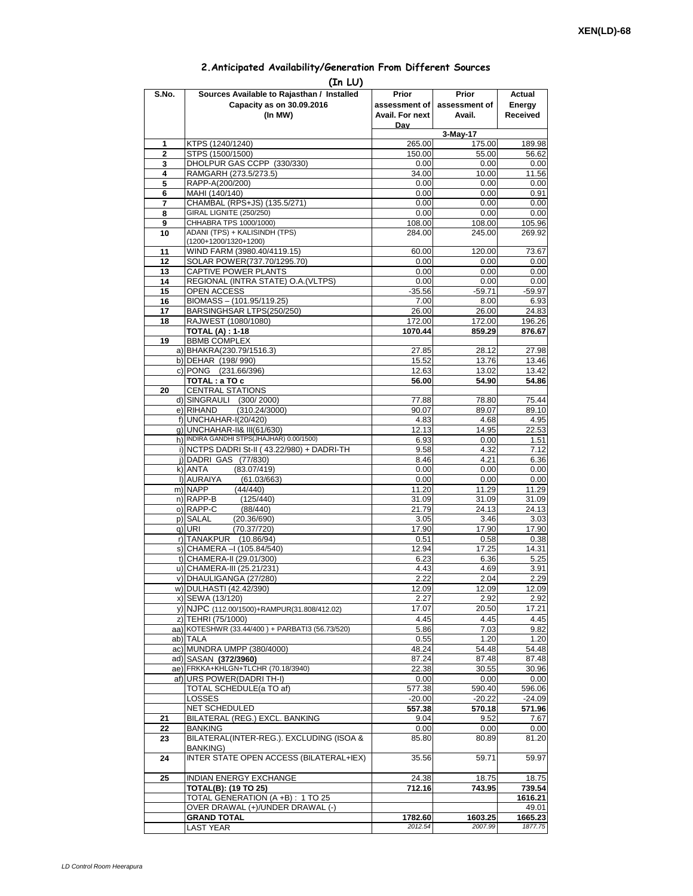XEN(LD)-68

## 2.Anticipated Availability/Generation From Different Sources

(In LU)

| S.No. | Sources Available to Rajasthan / Installed Capacity as on 30.09.2016 (In MW) | Prior assessment of Avail. For next Day | Prior assessment of Avail. | Actual Energy Received |
|---|---|---|---|---|
| | | | 3-May-17 | |
| 1 | KTPS (1240/1240) | 265.00 | 175.00 | 189.98 |
| 2 | STPS (1500/1500) | 150.00 | 55.00 | 56.62 |
| 3 | DHOLPUR GAS CCPP (330/330) | 0.00 | 0.00 | 0.00 |
| 4 | RAMGARH (273.5/273.5) | 34.00 | 10.00 | 11.56 |
| 5 | RAPP-A(200/200) | 0.00 | 0.00 | 0.00 |
| 6 | MAHI (140/140) | 0.00 | 0.00 | 0.91 |
| 7 | CHAMBAL (RPS+JS) (135.5/271) | 0.00 | 0.00 | 0.00 |
| 8 | GIRAL LIGNITE (250/250) | 0.00 | 0.00 | 0.00 |
| 9 | CHHABRA TPS 1000/1000) | 108.00 | 108.00 | 105.96 |
| 10 | ADANI (TPS) + KALISINDH (TPS) (1200+1200/1320+1200) | 284.00 | 245.00 | 269.92 |
| 11 | WIND FARM (3980.40/4119.15) | 60.00 | 120.00 | 73.67 |
| 12 | SOLAR POWER(737.70/1295.70) | 0.00 | 0.00 | 0.00 |
| 13 | CAPTIVE POWER PLANTS | 0.00 | 0.00 | 0.00 |
| 14 | REGIONAL (INTRA STATE) O.A.(VLTPS) | 0.00 | 0.00 | 0.00 |
| 15 | OPEN ACCESS | -35.56 | -59.71 | -59.97 |
| 16 | BIOMASS – (101.95/119.25) | 7.00 | 8.00 | 6.93 |
| 17 | BARSINGHSAR LTPS(250/250) | 26.00 | 26.00 | 24.83 |
| 18 | RAJWEST (1080/1080) | 172.00 | 172.00 | 196.26 |
| | **TOTAL (A) : 1-18** | **1070.44** | **859.29** | **876.67** |
| 19 | BBMB COMPLEX | | | |
| | a) BHAKRA(230.79/1516.3) | 27.85 | 28.12 | 27.98 |
| | b) DEHAR (198/ 990) | 15.52 | 13.76 | 13.46 |
| | c) PONG (231.66/396) | 12.63 | 13.02 | 13.42 |
| | **TOTAL : a TO c** | **56.00** | **54.90** | **54.86** |
| 20 | CENTRAL STATIONS | | | |
| | d) SINGRAULI (300/ 2000) | 77.88 | 78.80 | 75.44 |
| | e) RIHAND (310.24/3000) | 90.07 | 89.07 | 89.10 |
| | f) UNCHAHAR-I(20/420) | 4.83 | 4.68 | 4.95 |
| | g) UNCHAHAR-II& III(61/630) | 12.13 | 14.95 | 22.53 |
| | h) INDIRA GANDHI STPS(JHAJHAR) 0.00/1500) | 6.93 | 0.00 | 1.51 |
| | i) NCTPS DADRI St-II ( 43.22/980) + DADRI-TH | 9.58 | 4.32 | 7.12 |
| | j) DADRI GAS (77/830) | 8.46 | 4.21 | 6.36 |
| | k) ANTA (83.07/419) | 0.00 | 0.00 | 0.00 |
| | l) AURAIYA (61.03/663) | 0.00 | 0.00 | 0.00 |
| | m) NAPP (44/440) | 11.20 | 11.29 | 11.29 |
| | n) RAPP-B (125/440) | 31.09 | 31.09 | 31.09 |
| | o) RAPP-C (88/440) | 21.79 | 24.13 | 24.13 |
| | p) SALAL (20.36/690) | 3.05 | 3.46 | 3.03 |
| | q) URI (70.37/720) | 17.90 | 17.90 | 17.90 |
| | r) TANAKPUR (10.86/94) | 0.51 | 0.58 | 0.38 |
| | s) CHAMERA –I (105.84/540) | 12.94 | 17.25 | 14.31 |
| | t) CHAMERA-II (29.01/300) | 6.23 | 6.36 | 5.25 |
| | u) CHAMERA-III (25.21/231) | 4.43 | 4.69 | 3.91 |
| | v) DHAULIGANGA (27/280) | 2.22 | 2.04 | 2.29 |
| | w) DULHASTI (42.42/390) | 12.09 | 12.09 | 12.09 |
| | x) SEWA (13/120) | 2.27 | 2.92 | 2.92 |
| | y) NJPC (112.00/1500)+RAMPUR(31.808/412.02) | 17.07 | 20.50 | 17.21 |
| | z) TEHRI (75/1000) | 4.45 | 4.45 | 4.45 |
| | aa) KOTESHWR (33.44/400 ) + PARBATI3 (56.73/520) | 5.86 | 7.03 | 9.82 |
| | ab) TALA | 0.55 | 1.20 | 1.20 |
| | ac) MUNDRA UMPP (380/4000) | 48.24 | 54.48 | 54.48 |
| | ad) SASAN **(372/3960)** | 87.24 | 87.48 | 87.48 |
| | ae) FRKKA+KHLGN+TLCHR (70.18/3940) | 22.38 | 30.55 | 30.96 |
| | af) URS POWER(DADRI TH-I) | 0.00 | 0.00 | 0.00 |
| | TOTAL SCHEDULE(a TO af) | 577.38 | 590.40 | 596.06 |
| | LOSSES | -20.00 | -20.22 | -24.09 |
| | NET SCHEDULED | **557.38** | **570.18** | **571.96** |
| 21 | BILATERAL (REG.) EXCL. BANKING | 9.04 | 9.52 | 7.67 |
| 22 | BANKING | 0.00 | 0.00 | 0.00 |
| 23 | BILATERAL(INTER-REG.). EXCLUDING (ISOA & BANKING) | 85.80 | 80.89 | 81.20 |
| 24 | INTER STATE OPEN ACCESS (BILATERAL+IEX) | 35.56 | 59.71 | 59.97 |
| 25 | INDIAN ENERGY EXCHANGE | 24.38 | 18.75 | 18.75 |
| | **TOTAL(B): (19 TO 25)** | **712.16** | **743.95** | **739.54** |
| | TOTAL GENERATION (A +B) : 1 TO 25 | | | **1616.21** |
| | OVER DRAWAL (+)/UNDER DRAWAL (-) | | | 49.01 |
| | **GRAND TOTAL** | **1782.60** | **1603.25** | **1665.23** |
| | LAST YEAR | *2012.54* | *2007.99* | *1877.75* |

*LD Control Room Heerapura*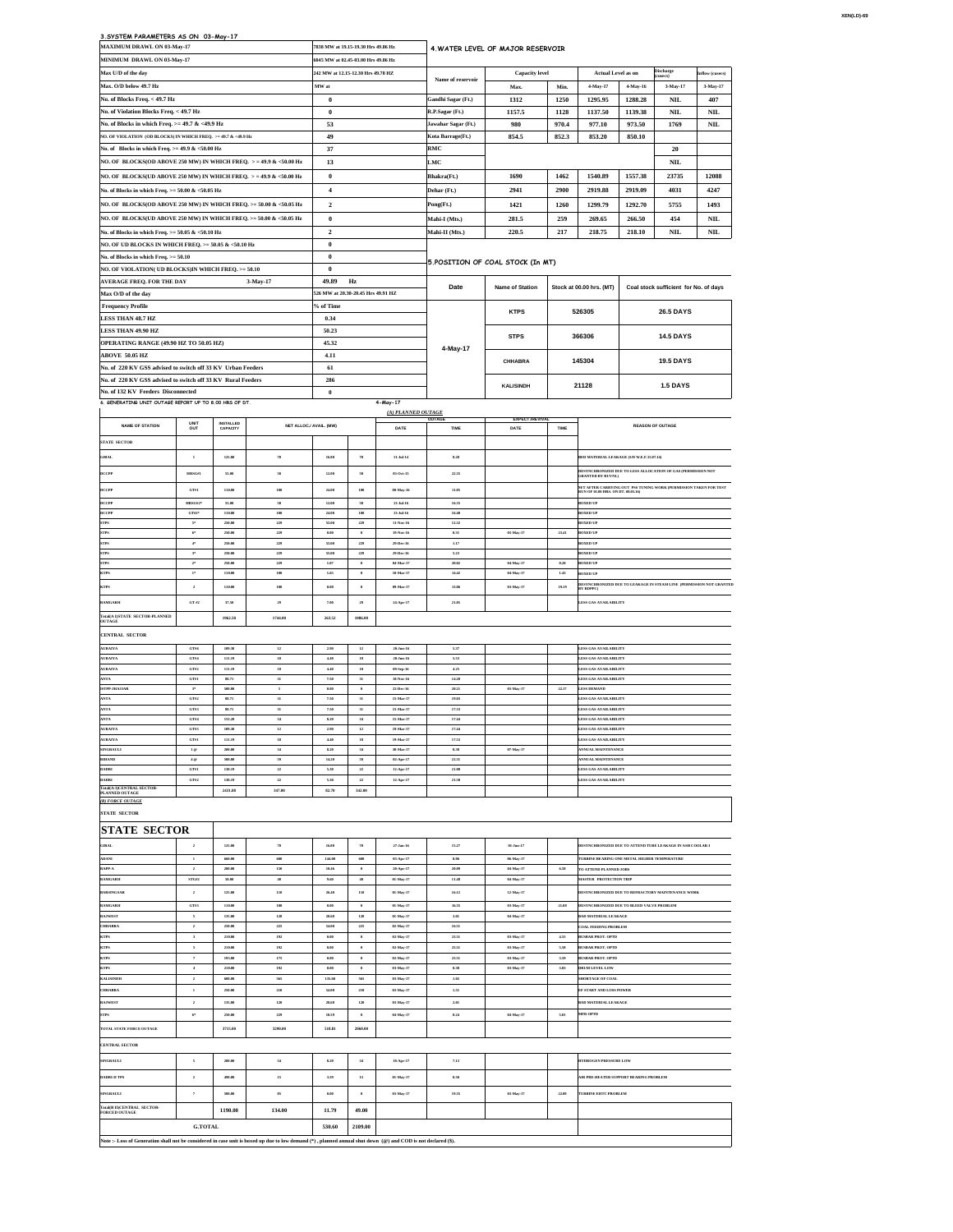## 3.SYSTEM PARAMETERS AS ON 03-May-17

| | | |
|---|---|---|
| MAXIMUM DRAWL ON 03-May-17 | 7830 MW at 19.15-19.30 Hrs 49.86 Hz | |
| MINIMUM DRAWL ON 03-May-17 | 6045 MW at 02.45-03.00 Hrs 49.86 Hz | |
| Max U/D of the day | 242 MW at 12.15-12.30 Hrs 49.78 HZ | |
| Max. O/D below 49.7 Hz | MW at | |
| No. of Blocks Freq. < 49.7 Hz | 0 | |
| No. of Violation Blocks Freq. < 49.7 Hz | 0 | |
| No. of Blocks in which Freq. >= 49.7 & <49.9 Hz | 53 | |
| NO. OF VIOLATION (UD BLOCKS) IN WHICH FREQ. >= 49.7 & <49.9 Hz | 49 | |
| No. of Blocks in which Freq. >= 49.9 & <50.00 Hz | 37 | |
| NO. OF BLOCKS(OD ABOVE 250 MW) IN WHICH FREQ. > = 49.9 & <50.00 Hz | 13 | |
| NO. OF BLOCKS(UD ABOVE 250 MW) IN WHICH FREQ. > = 49.9 & <50.00 Hz | 0 | |
| No. of Blocks in which Freq. >= 50.00 & <50.05 Hz | 4 | |
| NO. OF BLOCKS(OD ABOVE 250 MW) IN WHICH FREQ. >= 50.00 & <50.05 Hz | 2 | |
| NO. OF BLOCKS(UD ABOVE 250 MW) IN WHICH FREQ. >= 50.00 & <50.05 Hz | 0 | |
| No. of Blocks in which Freq. >= 50.05 & <50.10 Hz | 2 | |
| NO. OF UD BLOCKS IN WHICH FREQ. >= 50.05 & <50.10 Hz | 0 | |
| No. of Blocks in which Freq. >= 50.10 | 0 | |
| NO. OF VIOLATION( UD BLOCKS)IN WHICH FREQ. >= 50.10 | 0 | |
| AVERAGE FREQ. FOR THE DAY 3-May-17 | 49.89 | Hz |
| Max O/D of the day | 526 MW at 20.30-20.45 Hrs 49.91 HZ | |
| Frequency Profile | % of Time | |
| LESS THAN 48.7 HZ | 0.34 | |
| LESS THAN 49.90 HZ | 50.23 | |
| OPERATING RANGE (49.90 HZ TO 50.05 HZ) | 45.32 | |
| ABOVE 50.05 HZ | 4.11 | |
| No. of 220 KV GSS advised to switch off 33 KV Urban Feeders | 61 | |
| No. of 220 KV GSS advised to switch off 33 KV Rural Feeders | 286 | |
| No. of 132 KV Feeders Disconnected | 0 | |

## 4.WATER LEVEL OF MAJOR RESERVOIR

| Name of reservoir | Capacity level Max. | Capacity level Min. | Actual Level as on 4-May-17 | Actual Level as on 4-May-16 | Discharge (cusecs) 3-May-17 | Inflow (cusecs) 3-May-17 |
|---|---|---|---|---|---|---|
| Gandhi Sagar (Ft.) | 1312 | 1250 | 1295.95 | 1288.28 | NIL | 407 |
| R.P.Sagar (Ft.) | 1157.5 | 1128 | 1137.50 | 1139.38 | NIL | NIL |
| Jawahar Sagar (Ft.) | 980 | 970.4 | 977.10 | 973.50 | 1769 | NIL |
| Kota Barrage(Ft.) | 854.5 | 852.3 | 853.20 | 850.10 | | |
| RMC | | | | | 20 | |
| LMC | | | | | NIL | |
| Bhakra(Ft.) | 1690 | 1462 | 1540.89 | 1557.38 | 23735 | 12088 |
| Dehar (Ft.) | 2941 | 2900 | 2919.88 | 2919.09 | 4031 | 4247 |
| Pong(Ft.) | 1421 | 1260 | 1299.79 | 1292.70 | 5755 | 1493 |
| Mahi-I (Mts.) | 281.5 | 259 | 269.65 | 266.50 | 454 | NIL |
| Mahi-II (Mts.) | 220.5 | 217 | 218.75 | 218.10 | NIL | NIL |

## 5.POSITION OF COAL STOCK (In MT)

| Date | Name of Station | Stock at 00.00 hrs. (MT) | Coal stock sufficient for No. of days |
|---|---|---|---|
| 4-May-17 | KTPS | 526305 | 26.5 DAYS |
| | STPS | 366306 | 14.5 DAYS |
| | CHHABRA | 145304 | 19.5 DAYS |
| | KALISINDH | 21128 | 1.5 DAYS |

## 6. GENERATING UNIT OUTAGE REPORT UP TO 8.00 HRS OF DT. 4-May-17

### (A) PLANNED OUTAGE

| NAME OF STATION | UNIT OUT | INSTALLED CAPACITY | NET ALLOC./ AVAIL. (MW) | | | OUTAGE DATE | OUTAGE TIME | EXPECT.SYNC/AVAIL DATE | EXPECT.SYNC/AVAIL TIME | REASON OF OUTAGE |
|---|---|---|---|---|---|---|---|---|---|---|
| **STATE SECTOR** | | | | | | | | | | |
| GIRAL | 1 | 125.00 | 70 | 16.80 | 70 | 11-Jul-14 | 8.20 | | | BED MATERIAL LEAKAGE (S/D W.E.F.15.07.14) |
| DCCPP | SRHG#1 | 55.00 | 50 | 12.00 | 50 | 03-Oct-15 | 22.35 | | | DESYNCHRONIZED DUE TO LESS ALLOCATION OF GAS (PERMISSION NOT GRANTED BY RUVNL) |
| DCCPP | GT#1 | 110.00 | 100 | 24.00 | 100 | 08-May-16 | 11.05 | | | S/U AFTER CARRYING OUT PSS TUNING WORK (PERMISSION TAKEN FOR TEST RUN OF 16.00 HRS. ON DT. 08.05.16) |
| DCCPP | SRHG#2* | 55.00 | 50 | 12.00 | 50 | 13-Jul-16 | 16.35 | | | BOXED UP |
| DCCPP | GT#3* | 110.00 | 100 | 24.00 | 100 | 13-Jul-16 | 16.40 | | | BOXED UP |
| STPS | 5* | 250.00 | 229 | 55.00 | 229 | 11-Nov-16 | 12.32 | | | BOXED UP |
| STPS | 6* | 250.00 | 229 | 0.00 | 0 | 19-Nov-16 | 8.31 | 03-May-17 | 23.41 | BOXED UP |
| STPS | 4* | 250.00 | 229 | 55.00 | 229 | 29-Dec-16 | 1.17 | | | BOXED UP |
| STPS | 3* | 250.00 | 229 | 55.00 | 229 | 29-Dec-16 | 5.23 | | | BOXED UP |
| STPS | 2* | 250.00 | 229 | 5.07 | 0 | 04-Mar-17 | 20.02 | 04-May-17 | 0.20 | BOXED UP |
| KTPS | 1* | 110.00 | 100 | 5.65 | 0 | 18-Mar-17 | 14.42 | 04-May-17 | 1.43 | BOXED UP |
| KTPS | 2 | 110.00 | 100 | 0.00 | 0 | 09-Mar-17 | 13.06 | 03-May-17 | 19.19 | DESYNCHRONIZED DUE TO LEAKAGE IN STEAM LINE (PERMISSION NOT GRANTED BY RDPPC) |
| RAMGARH | GT #1 | 37.50 | 29 | 7.00 | 29 | 14-Apr-17 | 21.05 | | | LESS GAS AVAILABILITY |
| Total(A1)STATE SECTOR PLANNED OUTAGE | | 1962.50 | 1744.00 | 263.52 | 1086.00 | | | | | |
| **CENTRAL SECTOR** | | | | | | | | | | |
| AURAIYA | GT#6 | 109.30 | 12 | 2.90 | 12 | 28-Jun-16 | 5.37 | | | LESS GAS AVAILABILITY |
| AURAIYA | GT#4 | 111.19 | 18 | 4.40 | 18 | 28-Jun-16 | 5.53 | | | LESS GAS AVAILABILITY |
| AURAIYA | GT#2 | 111.19 | 18 | 4.40 | 18 | 09-Sep-16 | 4.25 | | | LESS GAS AVAILABILITY |
| ANTA | GT#1 | 88.71 | 31 | 7.50 | 31 | 18-Nov-16 | 14.28 | | | LESS GAS AVAILABILITY |
| ISTPP-JHAJJAR | 3* | 500.00 | 5 | 0.00 | 0 | 23-Dec-16 | 20.25 | 03-May-17 | 22.17 | LESS DEMAND |
| ANTA | GT#2 | 88.71 | 31 | 7.50 | 31 | 15-Mar-17 | 19.03 | | | LESS GAS AVAILABILITY |
| ANTA | GT#3 | 88.71 | 31 | 7.50 | 31 | 15-Mar-17 | 17.53 | | | LESS GAS AVAILABILITY |
| ANTA | GT#4 | 153.20 | 34 | 8.20 | 34 | 15-Mar-17 | 17.44 | | | LESS GAS AVAILABILITY |
| AURAIYA | GT#5 | 109.30 | 12 | 2.90 | 12 | 19-Mar-17 | 17.44 | | | LESS GAS AVAILABILITY |
| AURAIYA | GT#1 | 111.19 | 18 | 4.40 | 18 | 19-Mar-17 | 17.53 | | | LESS GAS AVAILABILITY |
| SINGRAULI | 1 @ | 200.00 | 34 | 8.20 | 34 | 08-Mar-17 | 8.38 | 07-May-17 | | ANNUAL MAINTENANCE |
| RIHAND | 4 @ | 500.00 | 59 | 14.20 | 59 | 02-Apr-17 | 23.31 | | | ANNUAL MAINTENANCE |
| DADRI | GT#1 | 130.19 | 22 | 5.35 | 22 | 12-Apr-17 | 21.00 | | | LESS GAS AVAILABILITY |
| DADRI | GT#2 | 130.19 | 22 | 5.35 | 22 | 12-Apr-17 | 21.58 | | | LESS GAS AVAILABILITY |
| Total(A2)CENTRAL SECTOR PLANNED OUTAGE | | 2431.88 | 347.00 | 82.70 | 342.00 | | | | | |

### (B) FORCE OUTAGE

| NAME OF STATION | UNIT OUT | INSTALLED CAPACITY | NET ALLOC./ AVAIL. (MW) | | | OUTAGE DATE | OUTAGE TIME | EXPECT.SYNC/AVAIL DATE | EXPECT.SYNC/AVAIL TIME | REASON OF OUTAGE |
|---|---|---|---|---|---|---|---|---|---|---|
| **STATE SECTOR** | | | | | | | | | | |
| GIRAL | 2 | 125.00 | 70 | 16.80 | 70 | 27-Jan-16 | 15.27 | 01-Jun-17 | | DESYNCHRONIZED DUE TO ATTEND TUBE LEAKAGE IN ASH COOLAR-1 |
| ADANI | 1 | 660.00 | 600 | 144.00 | 600 | 03-Apr-17 | 8.06 | 06-May-17 | | TURBINE BEARING ONE METAL HIGHER TEMPERATURE |
| RAPP-A | 2 | 200.00 | 150 | 18.46 | 0 | 20-Apr-17 | 20.09 | 04-May-17 | 6.50 | TO ATTEND PLANNED JOBS |
| RAMGARH | STG#2 | 50.00 | 40 | 9.60 | 40 | 01-May-17 | 11.28 | 04-May-17 | | MASTER PROTECTION TRIP |
| BARSINGSAR | 2 | 125.00 | 110 | 26.40 | 110 | 01-May-17 | 16.12 | 12-May-17 | | DESYNCHRONIZED DUE TO REFRACTORY MAINTENANCE WORK |
| RAMGARH | GT#3 | 110.00 | 100 | 0.00 | 0 | 01-May-17 | 16.35 | 03-May-17 | 21.00 | DESYNCHRONIZED DUE TO BLEED VALVE PROBLEM |
| RAJWEST | 5 | 135.00 | 120 | 28.68 | 120 | 01-May-17 | 3.06 | 04-May-17 | | BAD MATERIAL LEAKAGE |
| CHHABRA | 2 | 250.00 | 225 | 54.00 | 225 | 02-May-17 | 16.55 | | | COAL FEEDING PROBLEM |
| KTPS | 3 | 210.00 | 192 | 0.00 | 0 | 02-May-17 | 23.51 | 03-May-17 | 4.55 | BUSBAR PROT. OPTD |
| KTPS | 5 | 210.00 | 192 | 0.00 | 0 | 02-May-17 | 23.51 | 03-May-17 | 5.50 | BUSBAR PROT. OPTD |
| KTPS | 7 | 195.00 | 175 | 0.00 | 0 | 02-May-17 | 23.51 | 03-May-17 | 5.59 | BUSBAR PROT. OPTD |
| KTPS | 4 | 210.00 | 192 | 0.00 | 0 | 03-May-17 | 8.38 | 03-May-17 | 5.03 | DRUM LEVEL LOW |
| KALISINDH | 2 | 600.00 | 565 | 135.60 | 565 | 03-May-17 | 3.02 | | | SHORTAGE OF COAL |
| CHHABRA | 1 | 250.00 | 230 | 54.69 | 230 | 03-May-17 | 5.51 | | | EF START AND LOSS POWER |
| RAJWEST | 2 | 135.00 | 120 | 28.68 | 120 | 03-May-17 | 2.01 | | | BAD MATERIAL LEAKAGE |
| STPS | 6* | 250.00 | 229 | 10.59 | 0 | 04-May-17 | 0.24 | 04-May-17 | 5.01 | MFR OPTD |
| TOTAL STATE FORCE OUTAGE | | 3715.00 | 3290.00 | 518.81 | 2060.00 | | | | | |
| **CENTRAL SECTOR** | | | | | | | | | | |
| SINGRAULI | 5 | 200.00 | 34 | 8.20 | 34 | 18-Apr-17 | 7.13 | | | HYDROGEN PRESSURE LOW |
| DADRI-II TPS | 2 | 490.00 | 15 | 3.59 | 15 | 01-May-17 | 8.50 | | | AIR PRE-HEATER SUPPORT BEARING PROBLEM |
| SINGRAULI | 7 | 500.00 | 85 | 0.00 | 0 | 03-May-17 | 19.55 | 03-May-17 | 22.09 | TURBINE EHTC PROBLEM |
| Total(B1)CENTRAL SECTOR FORCED OUTAGE | | 1190.00 | 134.00 | 11.79 | 49.00 | | | | | |
| G.TOTAL | | | | 530.60 | 2109.00 | | | | | |

Note :- Loss of Generation shall not be considered in case unit is boxed up due to low demand (*) , planned annual shut down (@) and COD is not declared ($).